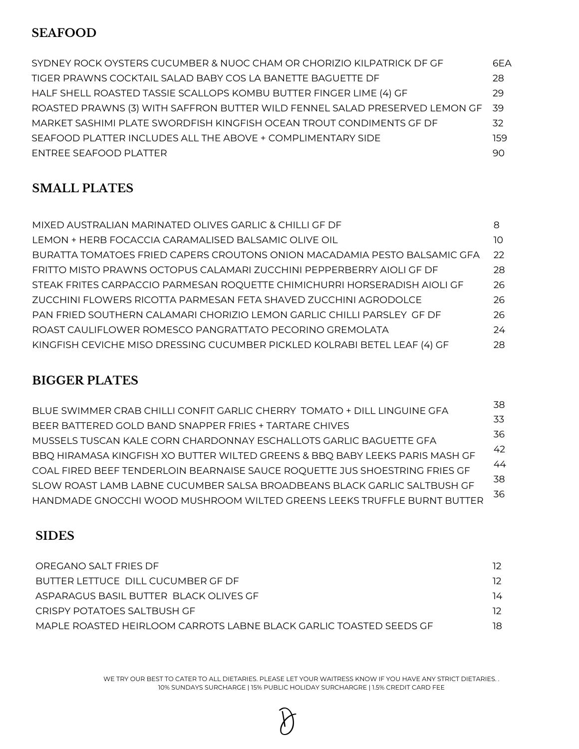## SEAFOOD

| | |
|---|---|
| SYDNEY ROCK OYSTERS CUCUMBER & NUOC CHAM OR CHORIZIO KILPATRICK DF GF | 6EA |
| TIGER PRAWNS COCKTAIL SALAD BABY COS LA BANETTE BAGUETTE DF | 28 |
| HALF SHELL ROASTED TASSIE SCALLOPS KOMBU BUTTER FINGER LIME (4) GF | 29 |
| ROASTED PRAWNS (3) WITH SAFFRON BUTTER WILD FENNEL SALAD PRESERVED LEMON GF | 39 |
| MARKET SASHIMI PLATE SWORDFISH KINGFISH OCEAN TROUT CONDIMENTS GF DF | 32 |
| SEAFOOD PLATTER INCLUDES ALL THE ABOVE + COMPLIMENTARY SIDE | 159 |
| ENTREE SEAFOOD PLATTER | 90 |

## SMALL PLATES

| | |
|---|---|
| MIXED AUSTRALIAN MARINATED OLIVES GARLIC & CHILLI GF DF | 8 |
| LEMON + HERB FOCACCIA CARAMALISED BALSAMIC OLIVE OIL | 10 |
| BURATTA TOMATOES FRIED CAPERS CROUTONS ONION MACADAMIA PESTO BALSAMIC GFA | 22 |
| FRITTO MISTO PRAWNS OCTOPUS CALAMARI ZUCCHINI PEPPERBERRY AIOLI GF DF | 28 |
| STEAK FRITES CARPACCIO PARMESAN ROQUETTE CHIMICHURRI HORSERADISH AIOLI GF | 26 |
| ZUCCHINI FLOWERS RICOTTA PARMESAN FETA SHAVED ZUCCHINI AGRODOLCE | 26 |
| PAN FRIED SOUTHERN CALAMARI CHORIZIO LEMON GARLIC CHILLI PARSLEY GF DF | 26 |
| ROAST CAULIFLOWER ROMESCO PANGRATTATO PECORINO GREMOLATA | 24 |
| KINGFISH CEVICHE MISO DRESSING CUCUMBER PICKLED KOLRABI BETEL LEAF (4) GF | 28 |

## BIGGER PLATES

| | |
|---|---|
| BLUE SWIMMER CRAB CHILLI CONFIT GARLIC CHERRY TOMATO + DILL LINGUINE GFA | 38 |
| BEER BATTERED GOLD BAND SNAPPER FRIES + TARTARE CHIVES | 33 |
| MUSSELS TUSCAN KALE CORN CHARDONNAY ESCHALLOTS GARLIC BAGUETTE GFA | 36 |
| BBQ HIRAMASA KINGFISH XO BUTTER WILTED GREENS & BBQ BABY LEEKS PARIS MASH GF | 42 |
| COAL FIRED BEEF TENDERLOIN BEARNAISE SAUCE ROQUETTE JUS SHOESTRING FRIES GF | 44 |
| SLOW ROAST LAMB LABNE CUCUMBER SALSA BROADBEANS BLACK GARLIC SALTBUSH GF | 38 |
| HANDMADE GNOCCHI WOOD MUSHROOM WILTED GREENS LEEKS TRUFFLE BURNT BUTTER | 36 |

## SIDES

| | |
|---|---|
| OREGANO SALT FRIES DF | 12 |
| BUTTER LETTUCE DILL CUCUMBER GF DF | 12 |
| ASPARAGUS BASIL BUTTER BLACK OLIVES GF | 14 |
| CRISPY POTATOES SALTBUSH GF | 12 |
| MAPLE ROASTED HEIRLOOM CARROTS LABNE BLACK GARLIC TOASTED SEEDS GF | 18 |

WE TRY OUR BEST TO CATER TO ALL DIETARIES. PLEASE LET YOUR WAITRESS KNOW IF YOU HAVE ANY STRICT DIETARIES. .
10% SUNDAYS SURCHARGE | 15% PUBLIC HOLIDAY SURCHARGRE | 1.5% CREDIT CARD FEE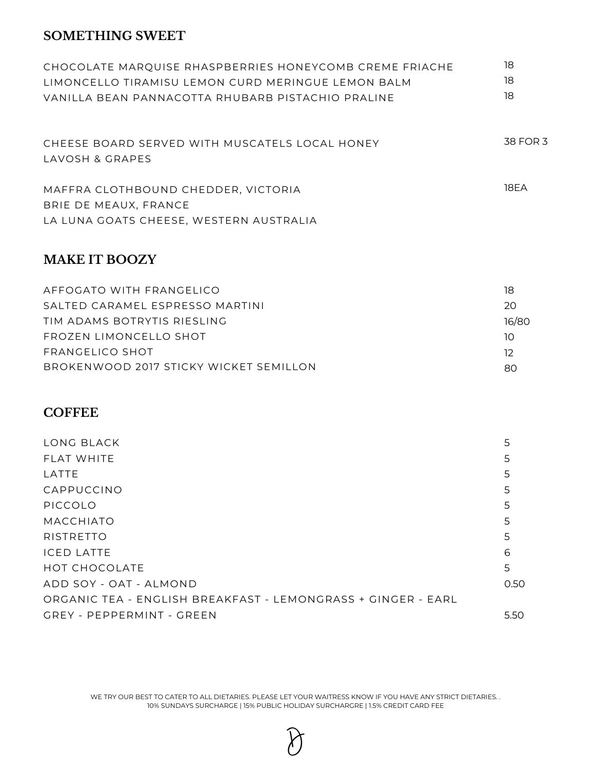## SOMETHING SWEET

| | |
|---|---|
| CHOCOLATE MARQUISE RHASPBERRIES HONEYCOMB CREME FRIACHE | 18 |
| LIMONCELLO TIRAMISU LEMON CURD MERINGUE LEMON BALM | 18 |
| VANILLA BEAN PANNACOTTA RHUBARB PISTACHIO PRALINE | 18 |

| | |
|---|---|
| CHEESE BOARD SERVED WITH MUSCATELS LOCAL HONEY LAVOSH & GRAPES | 38 FOR 3 |
| MAFFRA CLOTHBOUND CHEDDER, VICTORIA<br>BRIE DE MEAUX, FRANCE<br>LA LUNA GOATS CHEESE, WESTERN AUSTRALIA | 18EA |

## MAKE IT BOOZY

| | |
|---|---|
| AFFOGATO WITH FRANGELICO | 18 |
| SALTED CARAMEL ESPRESSO MARTINI | 20 |
| TIM ADAMS BOTRYTIS RIESLING | 16/80 |
| FROZEN LIMONCELLO SHOT | 10 |
| FRANGELICO SHOT | 12 |
| BROKENWOOD 2017 STICKY WICKET SEMILLON | 80 |

## COFFEE

| | |
|---|---|
| LONG BLACK | 5 |
| FLAT WHITE | 5 |
| LATTE | 5 |
| CAPPUCCINO | 5 |
| PICCOLO | 5 |
| MACCHIATO | 5 |
| RISTRETTO | 5 |
| ICED LATTE | 6 |
| HOT CHOCOLATE | 5 |
| ADD SOY - OAT - ALMOND | 0.50 |
| ORGANIC TEA - ENGLISH BREAKFAST - LEMONGRASS + GINGER - EARL GREY - PEPPERMINT - GREEN | 5.50 |

WE TRY OUR BEST TO CATER TO ALL DIETARIES. PLEASE LET YOUR WAITRESS KNOW IF YOU HAVE ANY STRICT DIETARIES. .
10% SUNDAYS SURCHARGE | 15% PUBLIC HOLIDAY SURCHARGRE | 1.5% CREDIT CARD FEE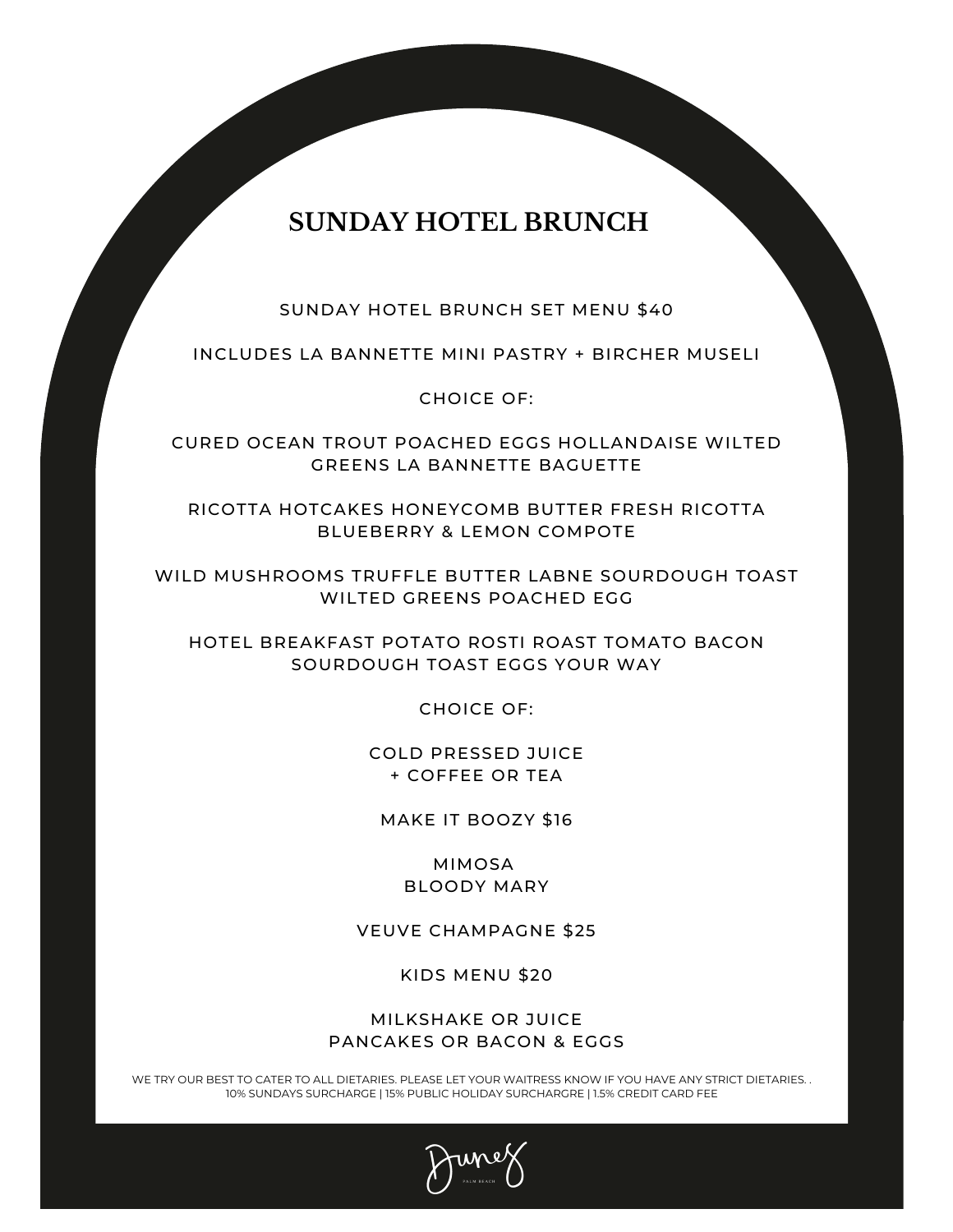# SUNDAY HOTEL BRUNCH

SUNDAY HOTEL BRUNCH SET MENU $40

INCLUDES LA BANNETTE MINI PASTRY + BIRCHER MUSELI

CHOICE OF:

CURED OCEAN TROUT POACHED EGGS HOLLANDAISE WILTED GREENS LA BANNETTE BAGUETTE

RICOTTA HOTCAKES HONEYCOMB BUTTER FRESH RICOTTA BLUEBERRY & LEMON COMPOTE

WILD MUSHROOMS TRUFFLE BUTTER LABNE SOURDOUGH TOAST WILTED GREENS POACHED EGG

HOTEL BREAKFAST POTATO ROSTI ROAST TOMATO BACON SOURDOUGH TOAST EGGS YOUR WAY

CHOICE OF:

COLD PRESSED JUICE
+ COFFEE OR TEA

MAKE IT BOOZY $16

MIMOSA
BLOODY MARY

VEUVE CHAMPAGNE $25

KIDS MENU $20

MILKSHAKE OR JUICE
PANCAKES OR BACON & EGGS

WE TRY OUR BEST TO CATER TO ALL DIETARIES. PLEASE LET YOUR WAITRESS KNOW IF YOU HAVE ANY STRICT DIETARIES. .
10% SUNDAYS SURCHARGE | 15% PUBLIC HOLIDAY SURCHARGRE | 1.5% CREDIT CARD FEE

Dunes
PALM BEACH